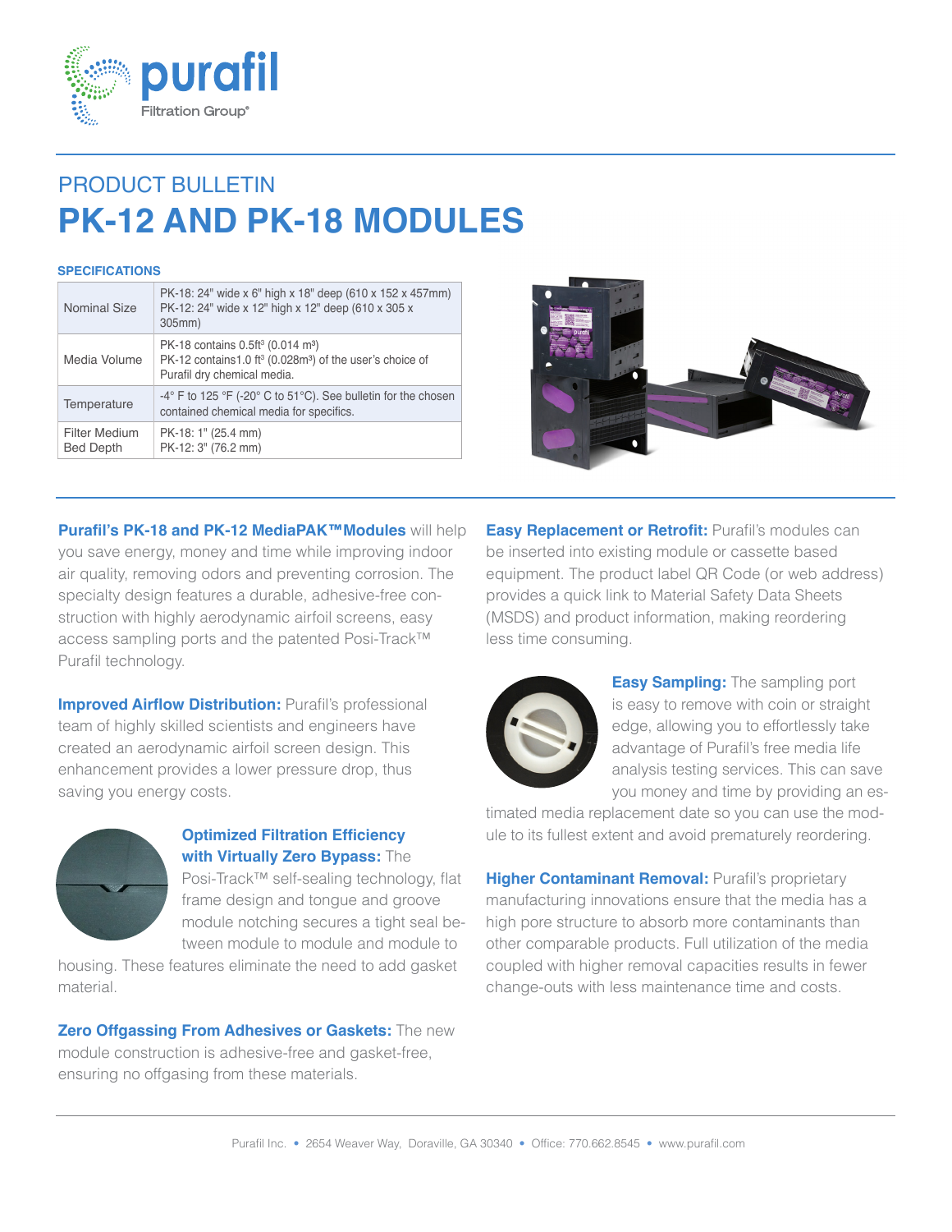# PRODUCT BULLETIN

# PK-12 AND PK-18 MODULES

### SPECIFICATIONS

| | |
|---|---|
| Nominal Size | PK-18: 24" wide x 6" high x 18" deep (610 x 152 x 457mm)<br>PK-12: 24" wide x 12" high x 12" deep (610 x 305 x 305mm) |
| Media Volume | PK-18 contains 0.5ft³ (0.014 m³)<br>PK-12 contains1.0 ft³ (0.028m³) of the user's choice of Purafil dry chemical media. |
| Temperature | -4° F to 125 °F (-20° C to 51°C). See bulletin for the chosen contained chemical media for specifics. |
| Filter Medium Bed Depth | PK-18: 1" (25.4 mm)<br>PK-12: 3" (76.2 mm) |

**Purafil's PK-18 and PK-12 MediaPAK™ Modules** will help you save energy, money and time while improving indoor air quality, removing odors and preventing corrosion. The specialty design features a durable, adhesive-free construction with highly aerodynamic airfoil screens, easy access sampling ports and the patented Posi-Track™ Purafil technology.

**Improved Airflow Distribution:** Purafil's professional team of highly skilled scientists and engineers have created an aerodynamic airfoil screen design. This enhancement provides a lower pressure drop, thus saving you energy costs.

**Optimized Filtration Efficiency with Virtually Zero Bypass:** The Posi-Track™ self-sealing technology, flat frame design and tongue and groove module notching secures a tight seal between module to module and module to housing. These features eliminate the need to add gasket material.

**Zero Offgassing From Adhesives or Gaskets:** The new module construction is adhesive-free and gasket-free, ensuring no offgasing from these materials.

**Easy Replacement or Retrofit:** Purafil's modules can be inserted into existing module or cassette based equipment. The product label QR Code (or web address) provides a quick link to Material Safety Data Sheets (MSDS) and product information, making reordering less time consuming.

**Easy Sampling:** The sampling port is easy to remove with coin or straight edge, allowing you to effortlessly take advantage of Purafil's free media life analysis testing services. This can save you money and time by providing an estimated media replacement date so you can use the module to its fullest extent and avoid prematurely reordering.

**Higher Contaminant Removal:** Purafil's proprietary manufacturing innovations ensure that the media has a high pore structure to absorb more contaminants than other comparable products. Full utilization of the media coupled with higher removal capacities results in fewer change-outs with less maintenance time and costs.

Purafil Inc. • 2654 Weaver Way, Doraville, GA 30340 • Office: 770.662.8545 • www.purafil.com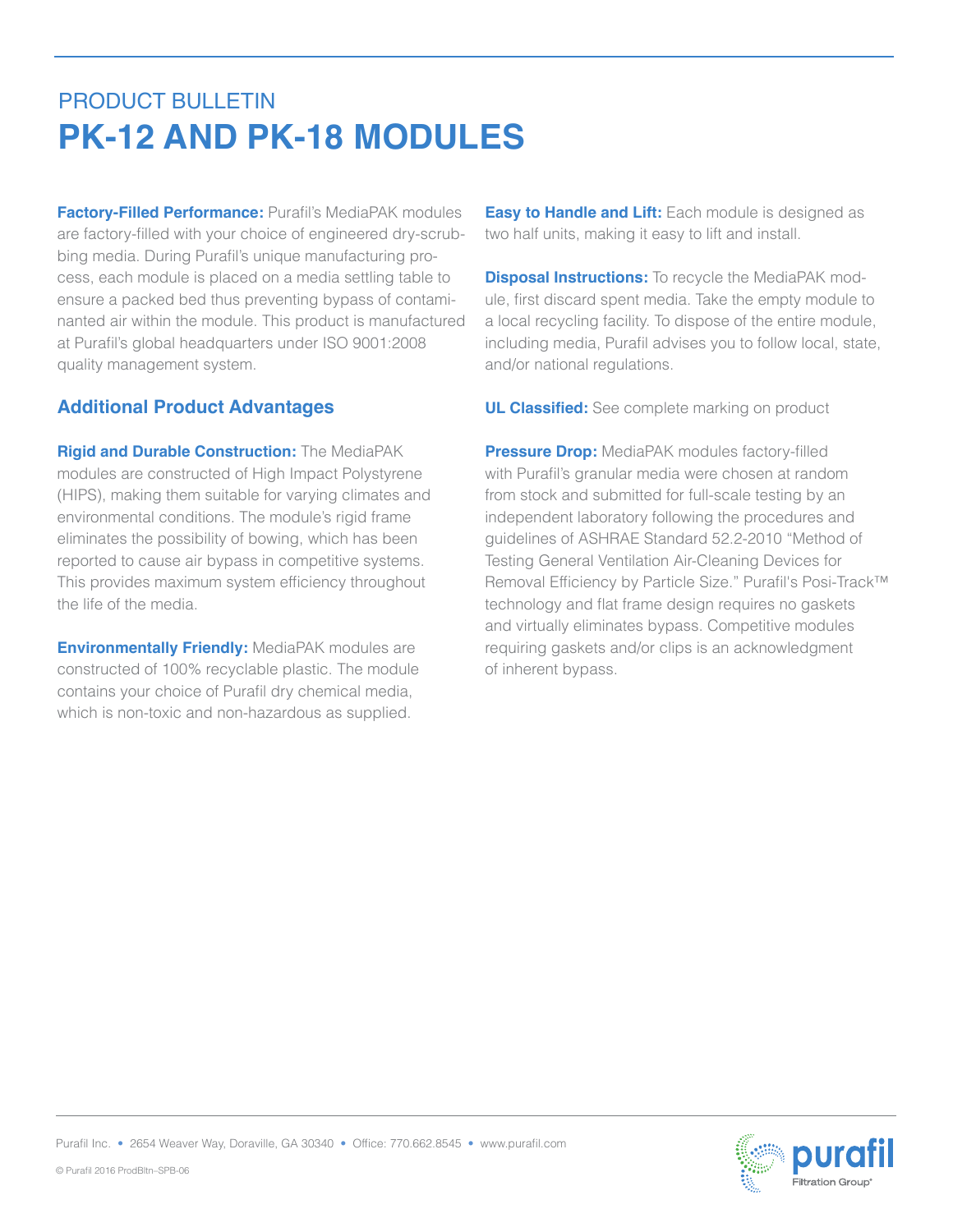PRODUCT BULLETIN

# PK-12 AND PK-18 MODULES

**Factory-Filled Performance:** Purafil's MediaPAK modules are factory-filled with your choice of engineered dry-scrubbing media. During Purafil's unique manufacturing process, each module is placed on a media settling table to ensure a packed bed thus preventing bypass of contaminanted air within the module. This product is manufactured at Purafil's global headquarters under ISO 9001:2008 quality management system.

## Additional Product Advantages

**Rigid and Durable Construction:** The MediaPAK modules are constructed of High Impact Polystyrene (HIPS), making them suitable for varying climates and environmental conditions. The module's rigid frame eliminates the possibility of bowing, which has been reported to cause air bypass in competitive systems. This provides maximum system efficiency throughout the life of the media.

**Environmentally Friendly:** MediaPAK modules are constructed of 100% recyclable plastic. The module contains your choice of Purafil dry chemical media, which is non-toxic and non-hazardous as supplied.

**Easy to Handle and Lift:** Each module is designed as two half units, making it easy to lift and install.

**Disposal Instructions:** To recycle the MediaPAK module, first discard spent media. Take the empty module to a local recycling facility. To dispose of the entire module, including media, Purafil advises you to follow local, state, and/or national regulations.

**UL Classified:** See complete marking on product

**Pressure Drop:** MediaPAK modules factory-filled with Purafil's granular media were chosen at random from stock and submitted for full-scale testing by an independent laboratory following the procedures and guidelines of ASHRAE Standard 52.2-2010 "Method of Testing General Ventilation Air-Cleaning Devices for Removal Efficiency by Particle Size." Purafil's Posi-Track™ technology and flat frame design requires no gaskets and virtually eliminates bypass. Competitive modules requiring gaskets and/or clips is an acknowledgment of inherent bypass.

Purafil Inc. • 2654 Weaver Way, Doraville, GA 30340 • Office: 770.662.8545 • www.purafil.com

© Purafil 2016 ProdBltn–SPB-06